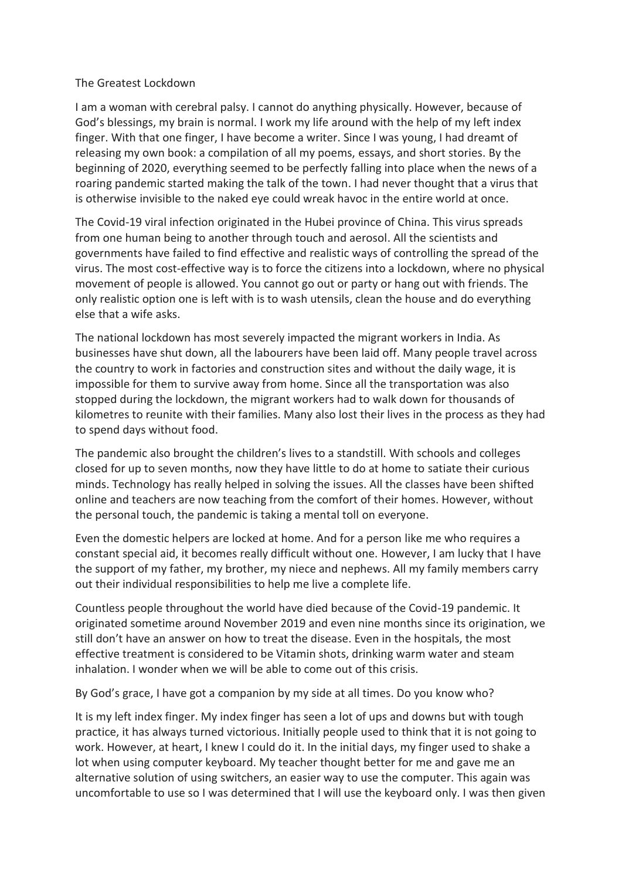# The Greatest Lockdown

I am a woman with cerebral palsy. I cannot do anything physically. However, because of God's blessings, my brain is normal. I work my life around with the help of my left index finger. With that one finger, I have become a writer. Since I was young, I had dreamt of releasing my own book: a compilation of all my poems, essays, and short stories. By the beginning of 2020, everything seemed to be perfectly falling into place when the news of a roaring pandemic started making the talk of the town. I had never thought that a virus that is otherwise invisible to the naked eye could wreak havoc in the entire world at once.

The Covid-19 viral infection originated in the Hubei province of China. This virus spreads from one human being to another through touch and aerosol. All the scientists and governments have failed to find effective and realistic ways of controlling the spread of the virus. The most cost-effective way is to force the citizens into a lockdown, where no physical movement of people is allowed. You cannot go out or party or hang out with friends. The only realistic option one is left with is to wash utensils, clean the house and do everything else that a wife asks.

The national lockdown has most severely impacted the migrant workers in India. As businesses have shut down, all the labourers have been laid off. Many people travel across the country to work in factories and construction sites and without the daily wage, it is impossible for them to survive away from home. Since all the transportation was also stopped during the lockdown, the migrant workers had to walk down for thousands of kilometres to reunite with their families. Many also lost their lives in the process as they had to spend days without food.

The pandemic also brought the children's lives to a standstill. With schools and colleges closed for up to seven months, now they have little to do at home to satiate their curious minds. Technology has really helped in solving the issues. All the classes have been shifted online and teachers are now teaching from the comfort of their homes. However, without the personal touch, the pandemic is taking a mental toll on everyone.

Even the domestic helpers are locked at home. And for a person like me who requires a constant special aid, it becomes really difficult without one. However, I am lucky that I have the support of my father, my brother, my niece and nephews. All my family members carry out their individual responsibilities to help me live a complete life.

Countless people throughout the world have died because of the Covid-19 pandemic. It originated sometime around November 2019 and even nine months since its origination, we still don't have an answer on how to treat the disease. Even in the hospitals, the most effective treatment is considered to be Vitamin shots, drinking warm water and steam inhalation. I wonder when we will be able to come out of this crisis.

By God's grace, I have got a companion by my side at all times. Do you know who?

It is my left index finger. My index finger has seen a lot of ups and downs but with tough practice, it has always turned victorious. Initially people used to think that it is not going to work. However, at heart, I knew I could do it. In the initial days, my finger used to shake a lot when using computer keyboard. My teacher thought better for me and gave me an alternative solution of using switchers, an easier way to use the computer. This again was uncomfortable to use so I was determined that I will use the keyboard only. I was then given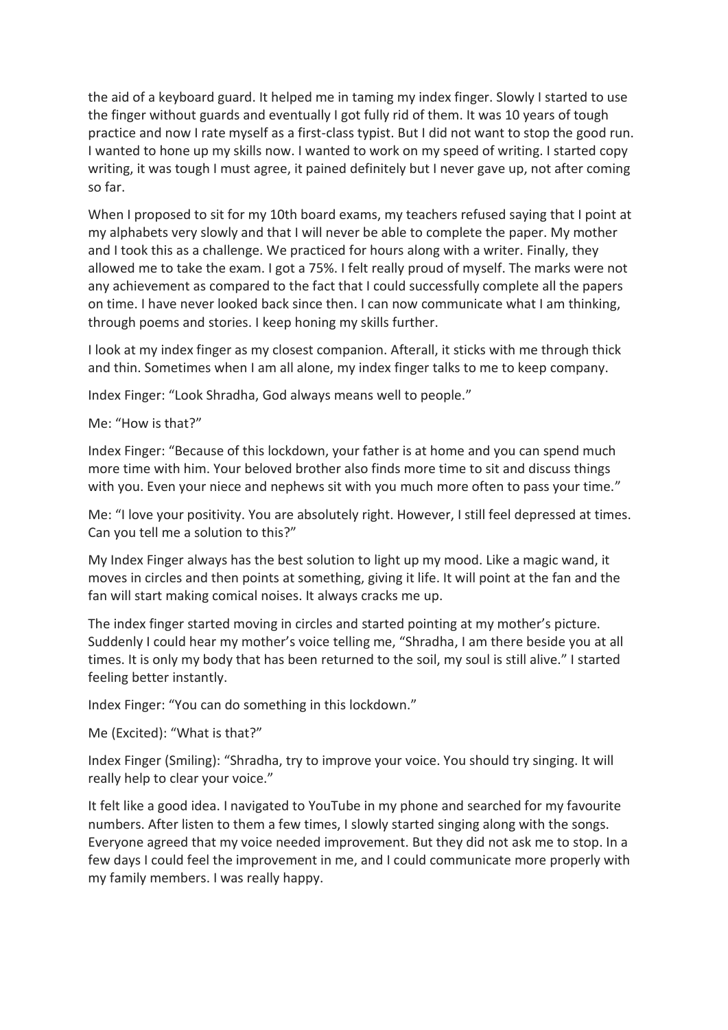the aid of a keyboard guard. It helped me in taming my index finger. Slowly I started to use the finger without guards and eventually I got fully rid of them. It was 10 years of tough practice and now I rate myself as a first-class typist. But I did not want to stop the good run. I wanted to hone up my skills now. I wanted to work on my speed of writing. I started copy writing, it was tough I must agree, it pained definitely but I never gave up, not after coming so far.

When I proposed to sit for my 10th board exams, my teachers refused saying that I point at my alphabets very slowly and that I will never be able to complete the paper. My mother and I took this as a challenge. We practiced for hours along with a writer. Finally, they allowed me to take the exam. I got a 75%. I felt really proud of myself. The marks were not any achievement as compared to the fact that I could successfully complete all the papers on time. I have never looked back since then. I can now communicate what I am thinking, through poems and stories. I keep honing my skills further.

I look at my index finger as my closest companion. Afterall, it sticks with me through thick and thin. Sometimes when I am all alone, my index finger talks to me to keep company.

Index Finger: "Look Shradha, God always means well to people."

Me: "How is that?"

Index Finger: "Because of this lockdown, your father is at home and you can spend much more time with him. Your beloved brother also finds more time to sit and discuss things with you. Even your niece and nephews sit with you much more often to pass your time."

Me: "I love your positivity. You are absolutely right. However, I still feel depressed at times. Can you tell me a solution to this?"

My Index Finger always has the best solution to light up my mood. Like a magic wand, it moves in circles and then points at something, giving it life. It will point at the fan and the fan will start making comical noises. It always cracks me up.

The index finger started moving in circles and started pointing at my mother's picture. Suddenly I could hear my mother's voice telling me, "Shradha, I am there beside you at all times. It is only my body that has been returned to the soil, my soul is still alive." I started feeling better instantly.

Index Finger: "You can do something in this lockdown."

Me (Excited): "What is that?"

Index Finger (Smiling): "Shradha, try to improve your voice. You should try singing. It will really help to clear your voice."

It felt like a good idea. I navigated to YouTube in my phone and searched for my favourite numbers. After listen to them a few times, I slowly started singing along with the songs. Everyone agreed that my voice needed improvement. But they did not ask me to stop. In a few days I could feel the improvement in me, and I could communicate more properly with my family members. I was really happy.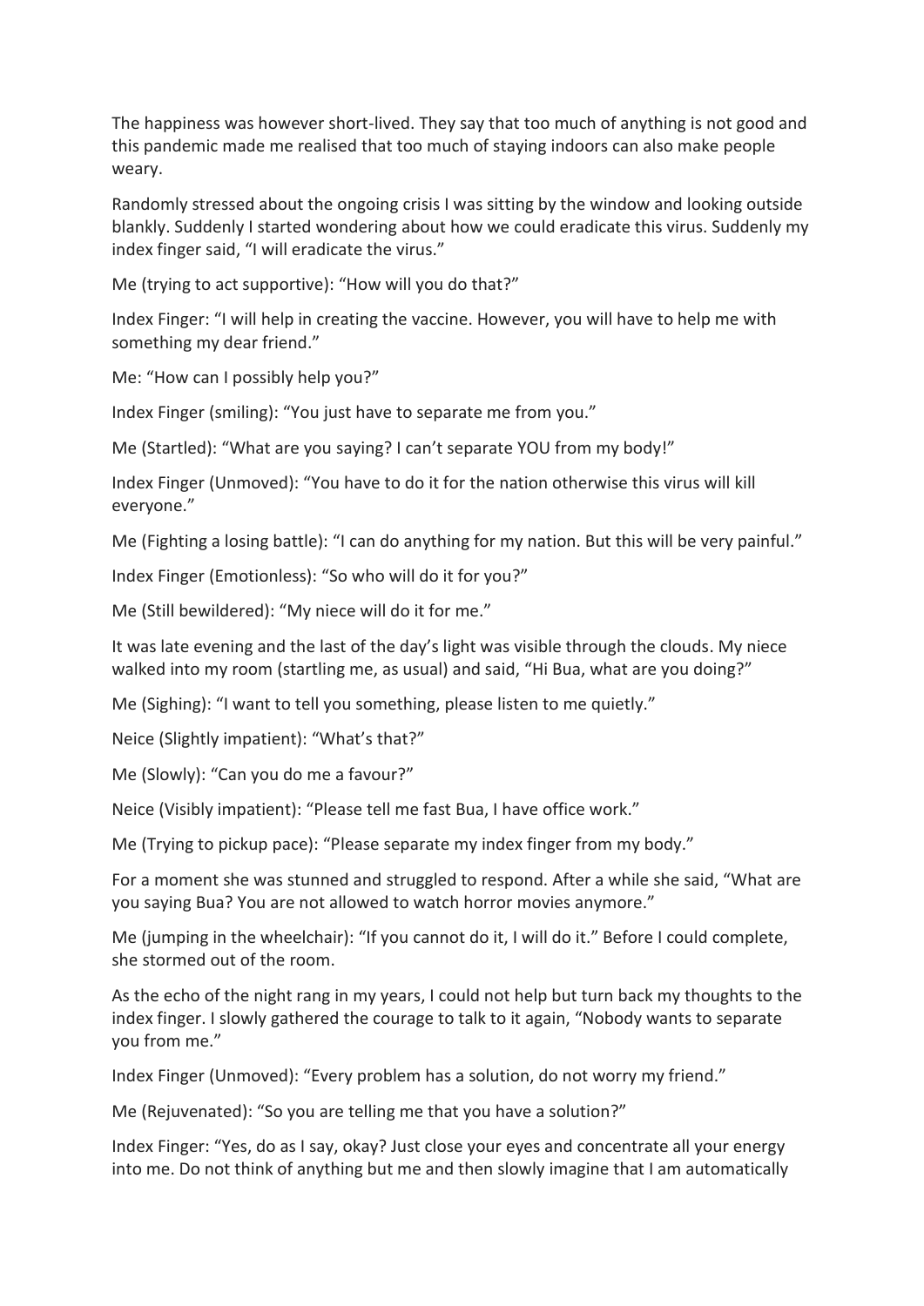The happiness was however short-lived. They say that too much of anything is not good and this pandemic made me realised that too much of staying indoors can also make people weary.

Randomly stressed about the ongoing crisis I was sitting by the window and looking outside blankly. Suddenly I started wondering about how we could eradicate this virus. Suddenly my index finger said, "I will eradicate the virus."

Me (trying to act supportive): "How will you do that?"

Index Finger: "I will help in creating the vaccine. However, you will have to help me with something my dear friend."

Me: "How can I possibly help you?"

Index Finger (smiling): "You just have to separate me from you."

Me (Startled): "What are you saying? I can't separate YOU from my body!"

Index Finger (Unmoved): "You have to do it for the nation otherwise this virus will kill everyone."

Me (Fighting a losing battle): "I can do anything for my nation. But this will be very painful."

Index Finger (Emotionless): "So who will do it for you?"

Me (Still bewildered): "My niece will do it for me."

It was late evening and the last of the day's light was visible through the clouds. My niece walked into my room (startling me, as usual) and said, "Hi Bua, what are you doing?"

Me (Sighing): "I want to tell you something, please listen to me quietly."

Neice (Slightly impatient): "What's that?"

Me (Slowly): "Can you do me a favour?"

Neice (Visibly impatient): "Please tell me fast Bua, I have office work."

Me (Trying to pickup pace): "Please separate my index finger from my body."

For a moment she was stunned and struggled to respond. After a while she said, "What are you saying Bua? You are not allowed to watch horror movies anymore."

Me (jumping in the wheelchair): "If you cannot do it, I will do it." Before I could complete, she stormed out of the room.

As the echo of the night rang in my years, I could not help but turn back my thoughts to the index finger. I slowly gathered the courage to talk to it again, "Nobody wants to separate you from me."

Index Finger (Unmoved): "Every problem has a solution, do not worry my friend."

Me (Rejuvenated): "So you are telling me that you have a solution?"

Index Finger: "Yes, do as I say, okay? Just close your eyes and concentrate all your energy into me. Do not think of anything but me and then slowly imagine that I am automatically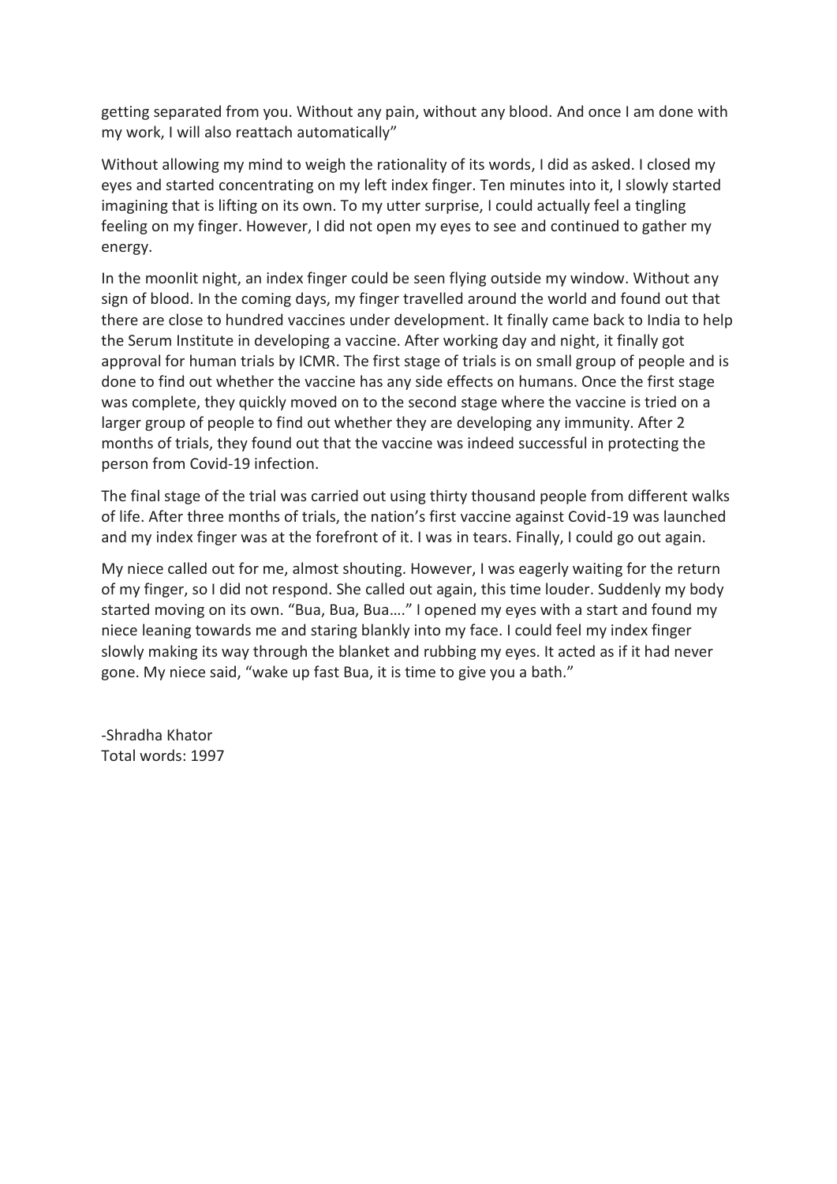getting separated from you. Without any pain, without any blood. And once I am done with my work, I will also reattach automatically”

Without allowing my mind to weigh the rationality of its words, I did as asked. I closed my eyes and started concentrating on my left index finger. Ten minutes into it, I slowly started imagining that is lifting on its own. To my utter surprise, I could actually feel a tingling feeling on my finger. However, I did not open my eyes to see and continued to gather my energy.

In the moonlit night, an index finger could be seen flying outside my window. Without any sign of blood. In the coming days, my finger travelled around the world and found out that there are close to hundred vaccines under development. It finally came back to India to help the Serum Institute in developing a vaccine. After working day and night, it finally got approval for human trials by ICMR. The first stage of trials is on small group of people and is done to find out whether the vaccine has any side effects on humans. Once the first stage was complete, they quickly moved on to the second stage where the vaccine is tried on a larger group of people to find out whether they are developing any immunity. After 2 months of trials, they found out that the vaccine was indeed successful in protecting the person from Covid-19 infection.

The final stage of the trial was carried out using thirty thousand people from different walks of life. After three months of trials, the nation’s first vaccine against Covid-19 was launched and my index finger was at the forefront of it. I was in tears. Finally, I could go out again.

My niece called out for me, almost shouting. However, I was eagerly waiting for the return of my finger, so I did not respond. She called out again, this time louder. Suddenly my body started moving on its own. “Bua, Bua, Bua…." I opened my eyes with a start and found my niece leaning towards me and staring blankly into my face. I could feel my index finger slowly making its way through the blanket and rubbing my eyes. It acted as if it had never gone. My niece said, “wake up fast Bua, it is time to give you a bath.”

-Shradha Khator
Total words: 1997